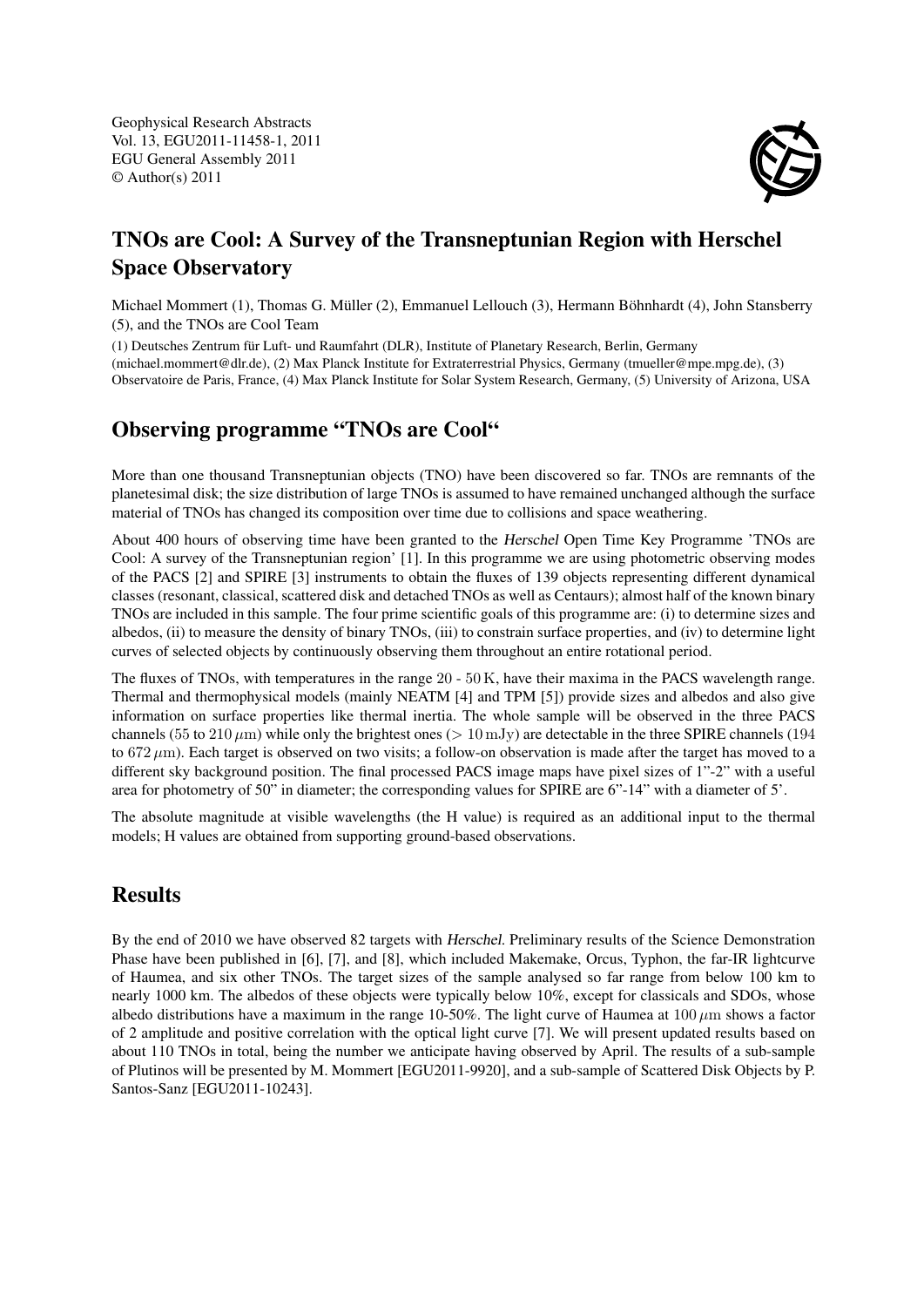Geophysical Research Abstracts
Vol. 13, EGU2011-11458-1, 2011
EGU General Assembly 2011
© Author(s) 2011

# TNOs are Cool: A Survey of the Transneptunian Region with Herschel Space Observatory

Michael Mommert (1), Thomas G. Müller (2), Emmanuel Lellouch (3), Hermann Böhnhardt (4), John Stansberry (5), and the TNOs are Cool Team

(1) Deutsches Zentrum für Luft- und Raumfahrt (DLR), Institute of Planetary Research, Berlin, Germany (michael.mommert@dlr.de), (2) Max Planck Institute for Extraterrestrial Physics, Germany (tmueller@mpe.mpg.de), (3) Observatoire de Paris, France, (4) Max Planck Institute for Solar System Research, Germany, (5) University of Arizona, USA

## Observing programme "TNOs are Cool"

More than one thousand Transneptunian objects (TNO) have been discovered so far. TNOs are remnants of the planetesimal disk; the size distribution of large TNOs is assumed to have remained unchanged although the surface material of TNOs has changed its composition over time due to collisions and space weathering.

About 400 hours of observing time have been granted to the *Herschel* Open Time Key Programme 'TNOs are Cool: A survey of the Transneptunian region' [1]. In this programme we are using photometric observing modes of the PACS [2] and SPIRE [3] instruments to obtain the fluxes of 139 objects representing different dynamical classes (resonant, classical, scattered disk and detached TNOs as well as Centaurs); almost half of the known binary TNOs are included in this sample. The four prime scientific goals of this programme are: (i) to determine sizes and albedos, (ii) to measure the density of binary TNOs, (iii) to constrain surface properties, and (iv) to determine light curves of selected objects by continuously observing them throughout an entire rotational period.

The fluxes of TNOs, with temperatures in the range $20$ - $50\,\mathrm{K}$, have their maxima in the PACS wavelength range. Thermal and thermophysical models (mainly NEATM [4] and TPM [5]) provide sizes and albedos and also give information on surface properties like thermal inertia. The whole sample will be observed in the three PACS channels ($55$ to $210\,\mu\mathrm{m}$) while only the brightest ones ($> 10\,\mathrm{mJy}$) are detectable in the three SPIRE channels ($194$ to $672\,\mu\mathrm{m}$). Each target is observed on two visits; a follow-on observation is made after the target has moved to a different sky background position. The final processed PACS image maps have pixel sizes of 1"-2" with a useful area for photometry of 50" in diameter; the corresponding values for SPIRE are 6"-14" with a diameter of 5'.

The absolute magnitude at visible wavelengths (the H value) is required as an additional input to the thermal models; H values are obtained from supporting ground-based observations.

## Results

By the end of 2010 we have observed 82 targets with *Herschel*. Preliminary results of the Science Demonstration Phase have been published in [6], [7], and [8], which included Makemake, Orcus, Typhon, the far-IR lightcurve of Haumea, and six other TNOs. The target sizes of the sample analysed so far range from below 100 km to nearly 1000 km. The albedos of these objects were typically below 10%, except for classicals and SDOs, whose albedo distributions have a maximum in the range 10-50%. The light curve of Haumea at $100\,\mu\mathrm{m}$ shows a factor of 2 amplitude and positive correlation with the optical light curve [7]. We will present updated results based on about 110 TNOs in total, being the number we anticipate having observed by April. The results of a sub-sample of Plutinos will be presented by M. Mommert [EGU2011-9920], and a sub-sample of Scattered Disk Objects by P. Santos-Sanz [EGU2011-10243].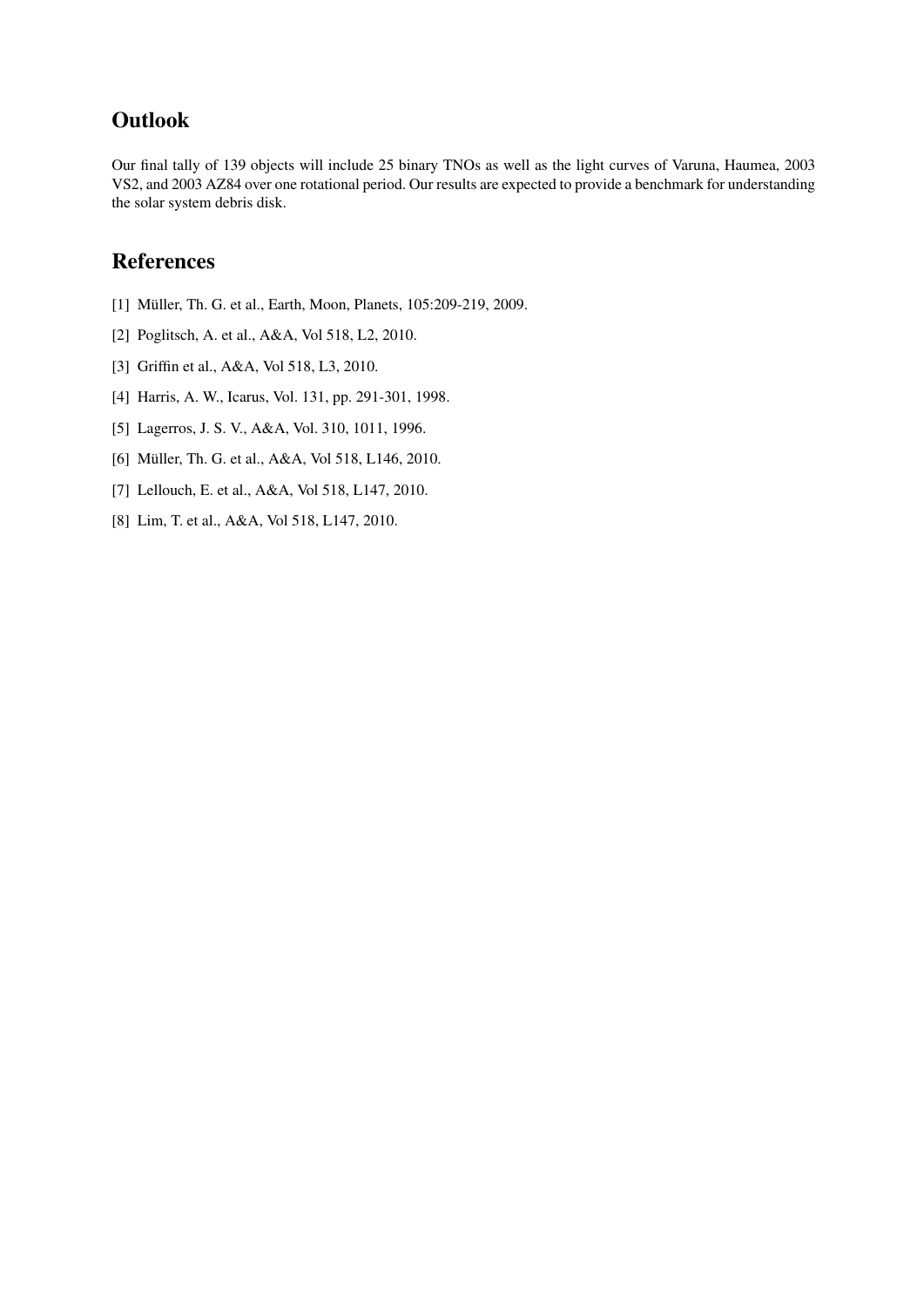## Outlook

Our final tally of 139 objects will include 25 binary TNOs as well as the light curves of Varuna, Haumea, 2003 VS2, and 2003 AZ84 over one rotational period. Our results are expected to provide a benchmark for understanding the solar system debris disk.

## References

[1] Müller, Th. G. et al., Earth, Moon, Planets, 105:209-219, 2009.

[2] Poglitsch, A. et al., A&A, Vol 518, L2, 2010.

[3] Griffin et al., A&A, Vol 518, L3, 2010.

[4] Harris, A. W., Icarus, Vol. 131, pp. 291-301, 1998.

[5] Lagerros, J. S. V., A&A, Vol. 310, 1011, 1996.

[6] Müller, Th. G. et al., A&A, Vol 518, L146, 2010.

[7] Lellouch, E. et al., A&A, Vol 518, L147, 2010.

[8] Lim, T. et al., A&A, Vol 518, L147, 2010.